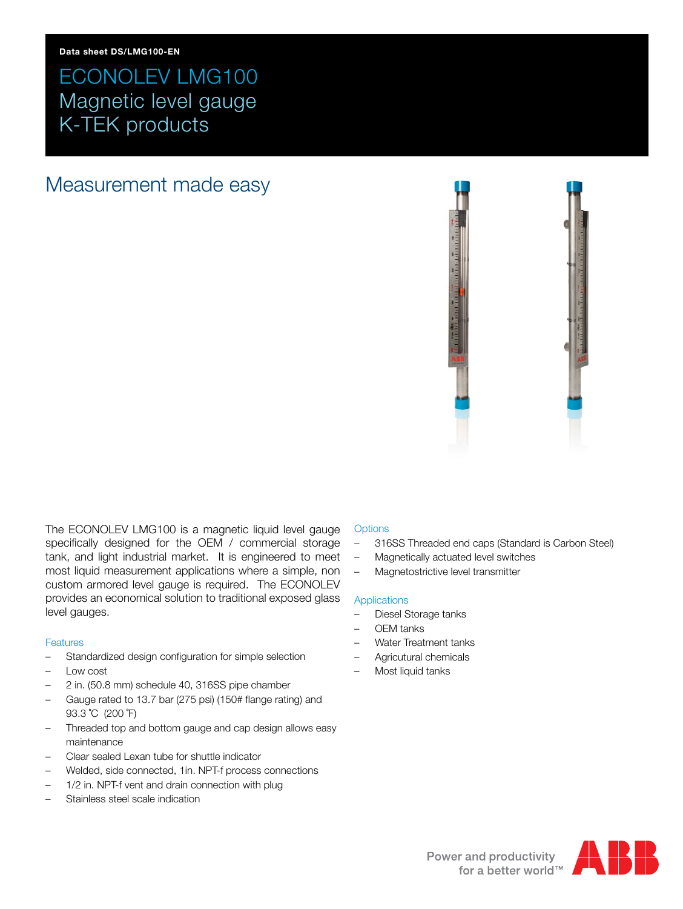Data sheet DS/LMG100-EN

# ECONOLEV LMG100 Magnetic level gauge K-TEK products

## Measurement made easy

The ECONOLEV LMG100 is a magnetic liquid level gauge specifically designed for the OEM / commercial storage tank, and light industrial market. It is engineered to meet most liquid measurement applications where a simple, non custom armored level gauge is required. The ECONOLEV provides an economical solution to traditional exposed glass level gauges.

### Features

- Standardized design configuration for simple selection
- Low cost
- 2 in. (50.8 mm) schedule 40, 316SS pipe chamber
- Gauge rated to 13.7 bar (275 psi) (150# flange rating) and 93.3 °C (200 °F)
- Threaded top and bottom gauge and cap design allows easy maintenance
- Clear sealed Lexan tube for shuttle indicator
- Welded, side connected, 1in. NPT-f process connections
- 1/2 in. NPT-f vent and drain connection with plug
- Stainless steel scale indication

### Options

- 316SS Threaded end caps (Standard is Carbon Steel)
- Magnetically actuated level switches
- Magnetostrictive level transmitter

### Applications

- Diesel Storage tanks
- OEM tanks
- Water Treatment tanks
- Agricultural chemicals
- Most liquid tanks

Power and productivity for a better world™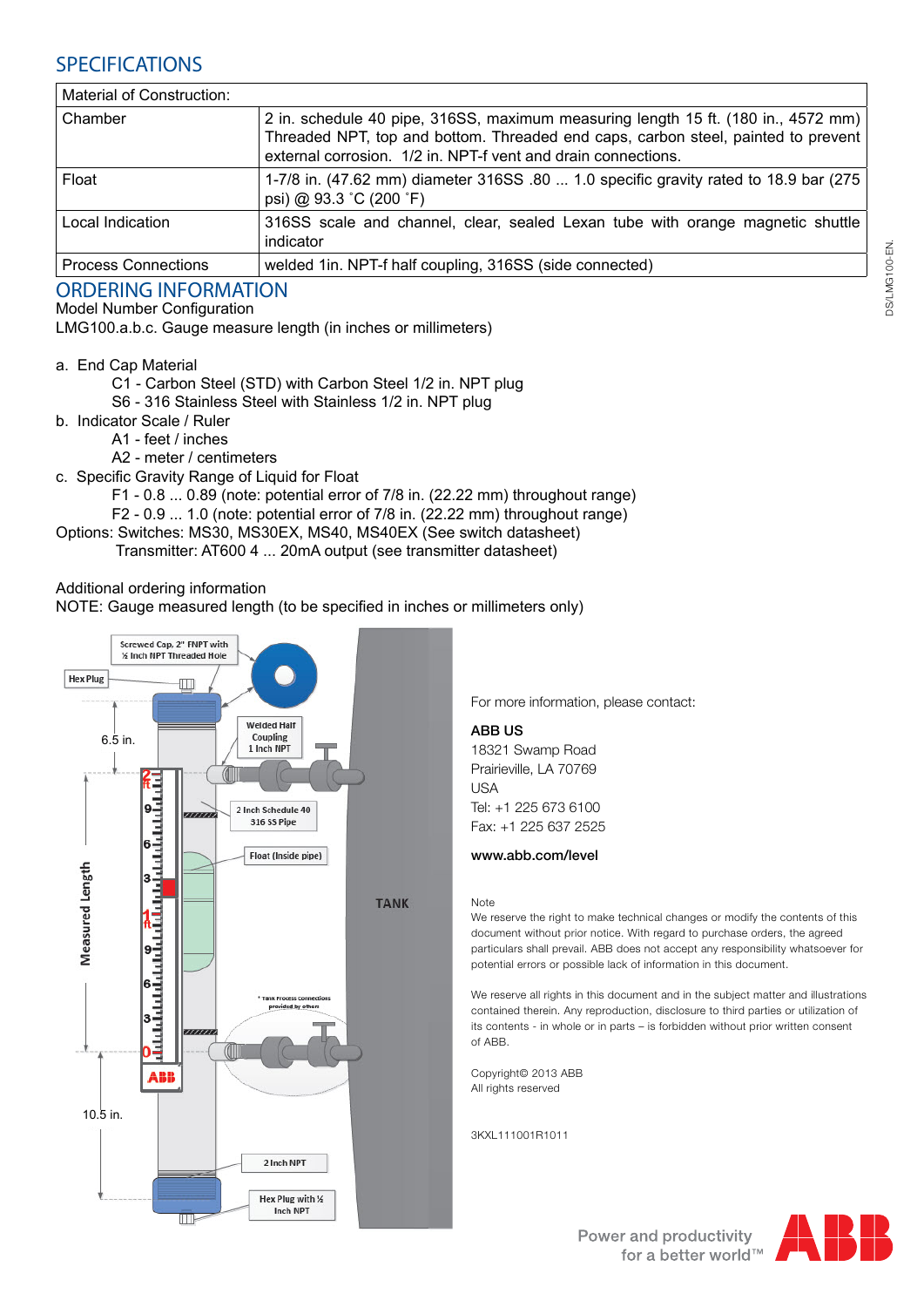## SPECIFICATIONS

| Material of Construction: | |
|---|---|
| Chamber | 2 in. schedule 40 pipe, 316SS, maximum measuring length 15 ft. (180 in., 4572 mm) Threaded NPT, top and bottom. Threaded end caps, carbon steel, painted to prevent external corrosion. 1/2 in. NPT-f vent and drain connections. |
| Float | 1-7/8 in. (47.62 mm) diameter 316SS .80 ... 1.0 specific gravity rated to 18.9 bar (275 psi) @ 93.3 ˚C (200 ˚F) |
| Local Indication | 316SS scale and channel, clear, sealed Lexan tube with orange magnetic shuttle indicator |
| Process Connections | welded 1in. NPT-f half coupling, 316SS (side connected) |

## ORDERING INFORMATION

Model Number Configuration

LMG100.a.b.c. Gauge measure length (in inches or millimeters)

a. End Cap Material
   - C1 - Carbon Steel (STD) with Carbon Steel 1/2 in. NPT plug
   - S6 - 316 Stainless Steel with Stainless 1/2 in. NPT plug

b. Indicator Scale / Ruler
   - A1 - feet / inches
   - A2 - meter / centimeters

c. Specific Gravity Range of Liquid for Float
   - F1 - 0.8 ... 0.89 (note: potential error of 7/8 in. (22.22 mm) throughout range)
   - F2 - 0.9 ... 1.0 (note: potential error of 7/8 in. (22.22 mm) throughout range)

Options: Switches: MS30, MS30EX, MS40, MS40EX (See switch datasheet)
Transmitter: AT600 4 ... 20mA output (see transmitter datasheet)

Additional ordering information

NOTE: Gauge measured length (to be specified in inches or millimeters only)

Screwed Cap, 2" FNPT with ½ Inch NPT Threaded Hole
Hex Plug
6.5 in.
Welded Half Coupling 1 Inch NPT
2 Inch Schedule 40 316 SS Pipe
Float (Inside pipe)
Measured Length
TANK
* Tank Process connections provided by others
10.5 in.
2 Inch NPT
Hex Plug with ½ Inch NPT

For more information, please contact:

**ABB US**
18321 Swamp Road
Prairieville, LA 70769
USA
Tel: +1 225 673 6100
Fax: +1 225 637 2525

**www.abb.com/level**

Note

We reserve the right to make technical changes or modify the contents of this document without prior notice. With regard to purchase orders, the agreed particulars shall prevail. ABB does not accept any responsibility whatsoever for potential errors or possible lack of information in this document.

We reserve all rights in this document and in the subject matter and illustrations contained therein. Any reproduction, disclosure to third parties or utilization of its contents - in whole or in parts – is forbidden without prior written consent of ABB.

Copyright© 2013 ABB
All rights reserved

3KXL111001R1011

DS/LMG100-EN.

Power and productivity for a better world™